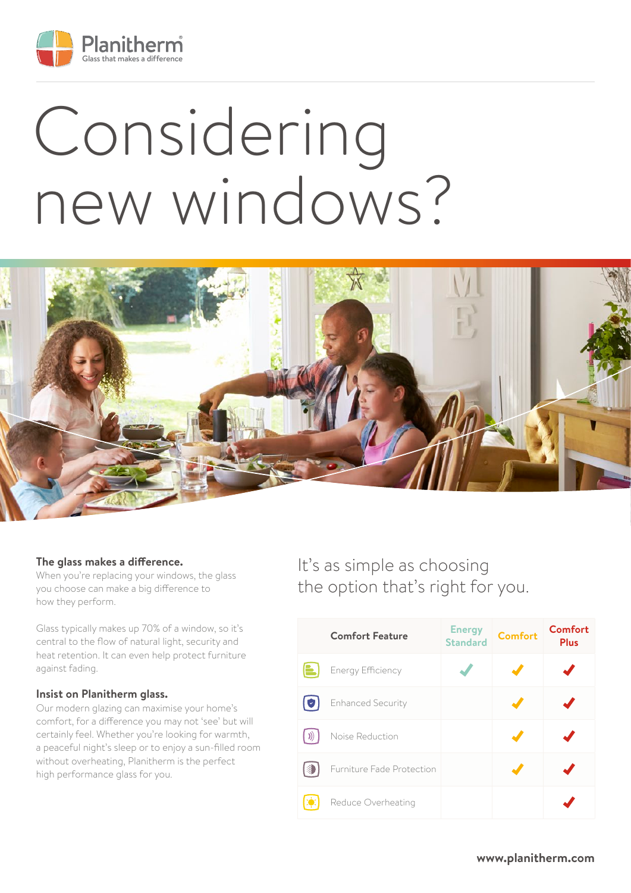Planitherm
Glass that makes a difference

# Considering new windows?

### The glass makes a difference.

When you're replacing your windows, the glass you choose can make a big difference to how they perform.

Glass typically makes up 70% of a window, so it's central to the flow of natural light, security and heat retention. It can even help protect furniture against fading.

### Insist on Planitherm glass.

Our modern glazing can maximise your home's comfort, for a difference you may not 'see' but will certainly feel. Whether you're looking for warmth, a peaceful night's sleep or to enjoy a sun-filled room without overheating, Planitherm is the perfect high performance glass for you.

## It's as simple as choosing the option that's right for you.

| Comfort Feature | Energy Standard | Comfort | Comfort Plus |
|---|---|---|---|
| Energy Efficiency | ✓ | ✓ | ✓ |
| Enhanced Security | | ✓ | ✓ |
| Noise Reduction | | ✓ | ✓ |
| Furniture Fade Protection | | ✓ | ✓ |
| Reduce Overheating | | | ✓ |

**www.planitherm.com**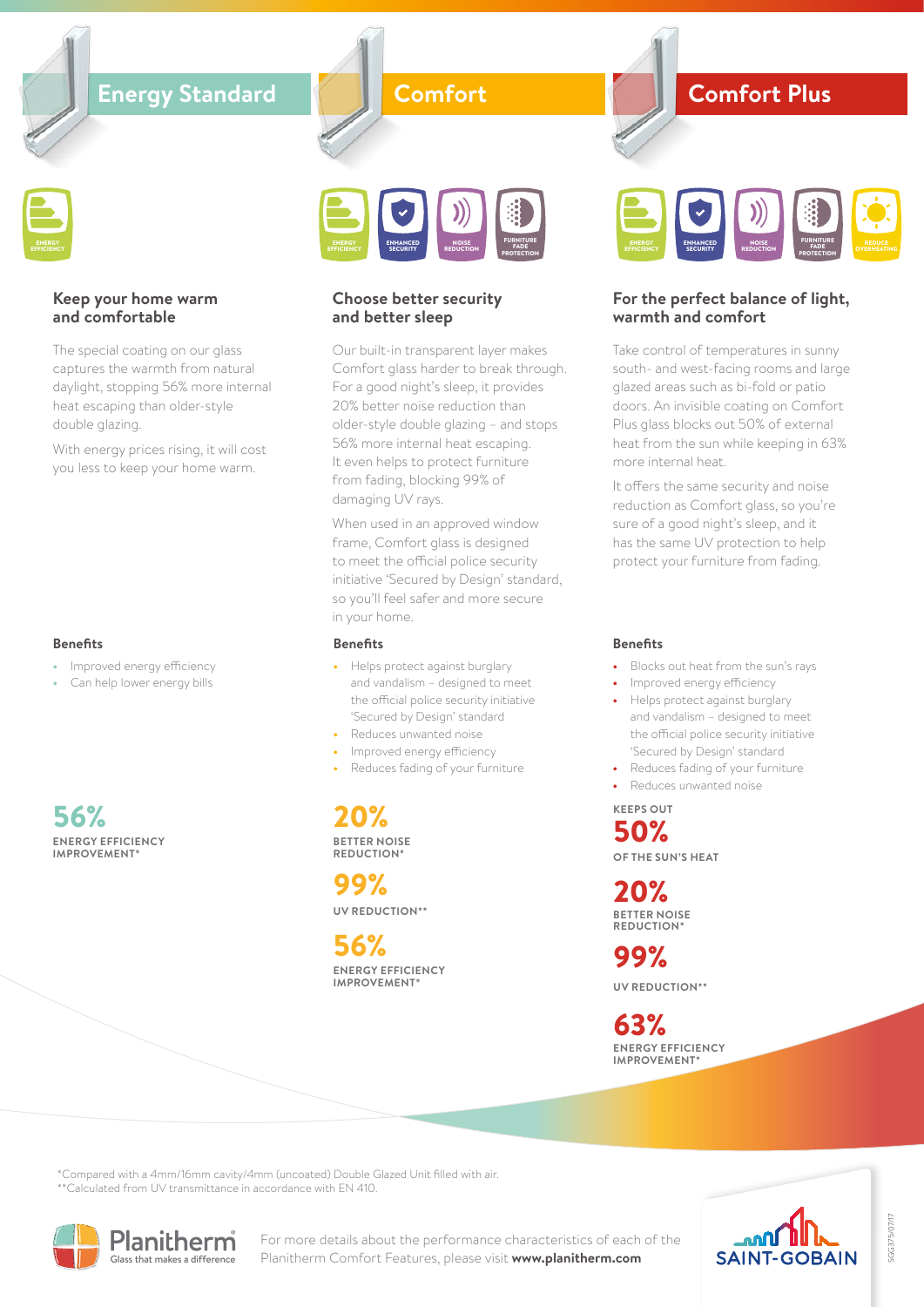## Energy Standard

ENERGY EFFICIENCY

### Keep your home warm and comfortable

The special coating on our glass captures the warmth from natural daylight, stopping 56% more internal heat escaping than older-style double glazing.

With energy prices rising, it will cost you less to keep your home warm.

**Benefits**

- Improved energy efficiency
- Can help lower energy bills

**56%**
ENERGY EFFICIENCY IMPROVEMENT*

## Comfort

ENERGY EFFICIENCY | ENHANCED SECURITY | NOISE REDUCTION | FURNITURE FADE PROTECTION

### Choose better security and better sleep

Our built-in transparent layer makes Comfort glass harder to break through. For a good night's sleep, it provides 20% better noise reduction than older-style double glazing – and stops 56% more internal heat escaping. It even helps to protect furniture from fading, blocking 99% of damaging UV rays.

When used in an approved window frame, Comfort glass is designed to meet the official police security initiative 'Secured by Design' standard, so you'll feel safer and more secure in your home.

**Benefits**

- Helps protect against burglary and vandalism – designed to meet the official police security initiative 'Secured by Design' standard
- Reduces unwanted noise
- Improved energy efficiency
- Reduces fading of your furniture

**20%**
BETTER NOISE REDUCTION*

**99%**
UV REDUCTION**

**56%**
ENERGY EFFICIENCY IMPROVEMENT*

## Comfort Plus

ENERGY EFFICIENCY | ENHANCED SECURITY | NOISE REDUCTION | FURNITURE FADE PROTECTION | REDUCE OVERHEATING

### For the perfect balance of light, warmth and comfort

Take control of temperatures in sunny south- and west-facing rooms and large glazed areas such as bi-fold or patio doors. An invisible coating on Comfort Plus glass blocks out 50% of external heat from the sun while keeping in 63% more internal heat.

It offers the same security and noise reduction as Comfort glass, so you're sure of a good night's sleep, and it has the same UV protection to help protect your furniture from fading.

**Benefits**

- Blocks out heat from the sun's rays
- Improved energy efficiency
- Helps protect against burglary and vandalism – designed to meet the official police security initiative 'Secured by Design' standard
- Reduces fading of your furniture
- Reduces unwanted noise

KEEPS OUT
**50%**
OF THE SUN'S HEAT

**20%**
BETTER NOISE REDUCTION*

**99%**
UV REDUCTION**

**63%**
ENERGY EFFICIENCY IMPROVEMENT*

*Compared with a 4mm/16mm cavity/4mm (uncoated) Double Glazed Unit filled with air.
**Calculated from UV transmittance in accordance with EN 410.

Planitherm® Glass that makes a difference

For more details about the performance characteristics of each of the Planitherm Comfort Features, please visit **www.planitherm.com**

SAINT-GOBAIN

SGG375/07/17